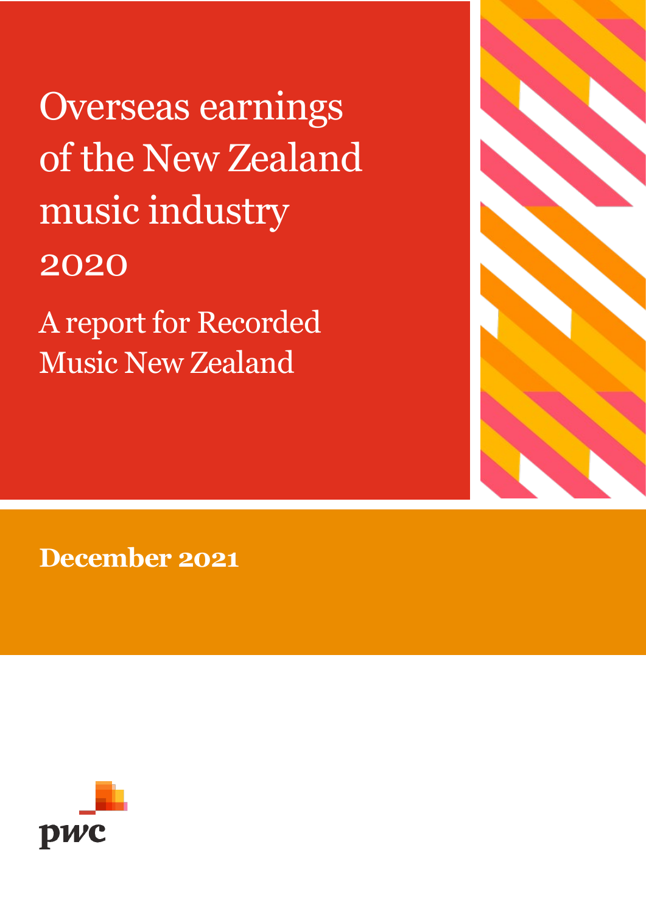# Overseas earnings of the New Zealand music industry 2020

A report for Recorded Music New Zealand

**December 2021**

pwc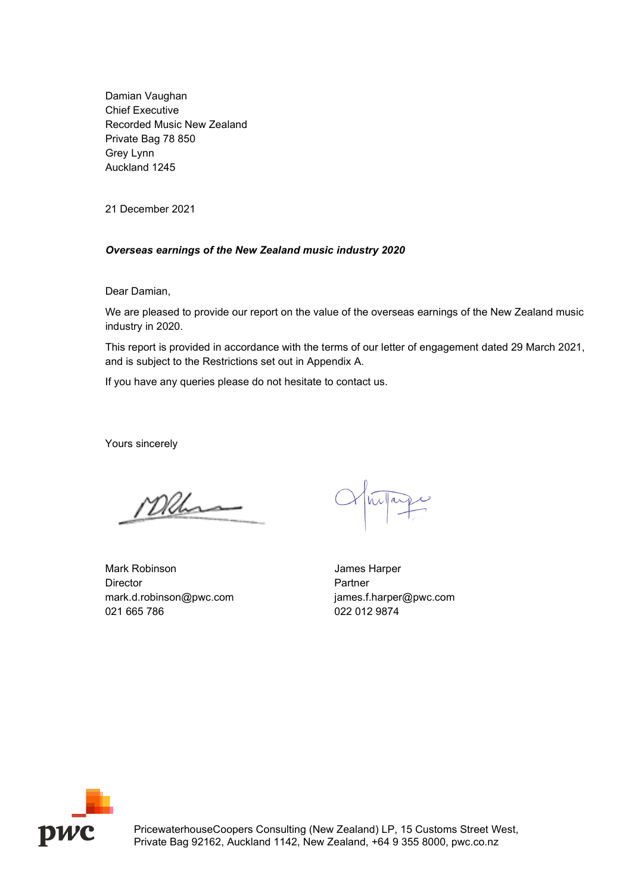Damian Vaughan
Chief Executive
Recorded Music New Zealand
Private Bag 78 850
Grey Lynn
Auckland 1245

21 December 2021

***Overseas earnings of the New Zealand music industry 2020***

Dear Damian,

We are pleased to provide our report on the value of the overseas earnings of the New Zealand music industry in 2020.

This report is provided in accordance with the terms of our letter of engagement dated 29 March 2021, and is subject to the Restrictions set out in Appendix A.

If you have any queries please do not hesitate to contact us.

Yours sincerely

Mark Robinson
Director
mark.d.robinson@pwc.com
021 665 786

James Harper
Partner
james.f.harper@pwc.com
022 012 9874

PricewaterhouseCoopers Consulting (New Zealand) LP, 15 Customs Street West, Private Bag 92162, Auckland 1142, New Zealand, +64 9 355 8000, pwc.co.nz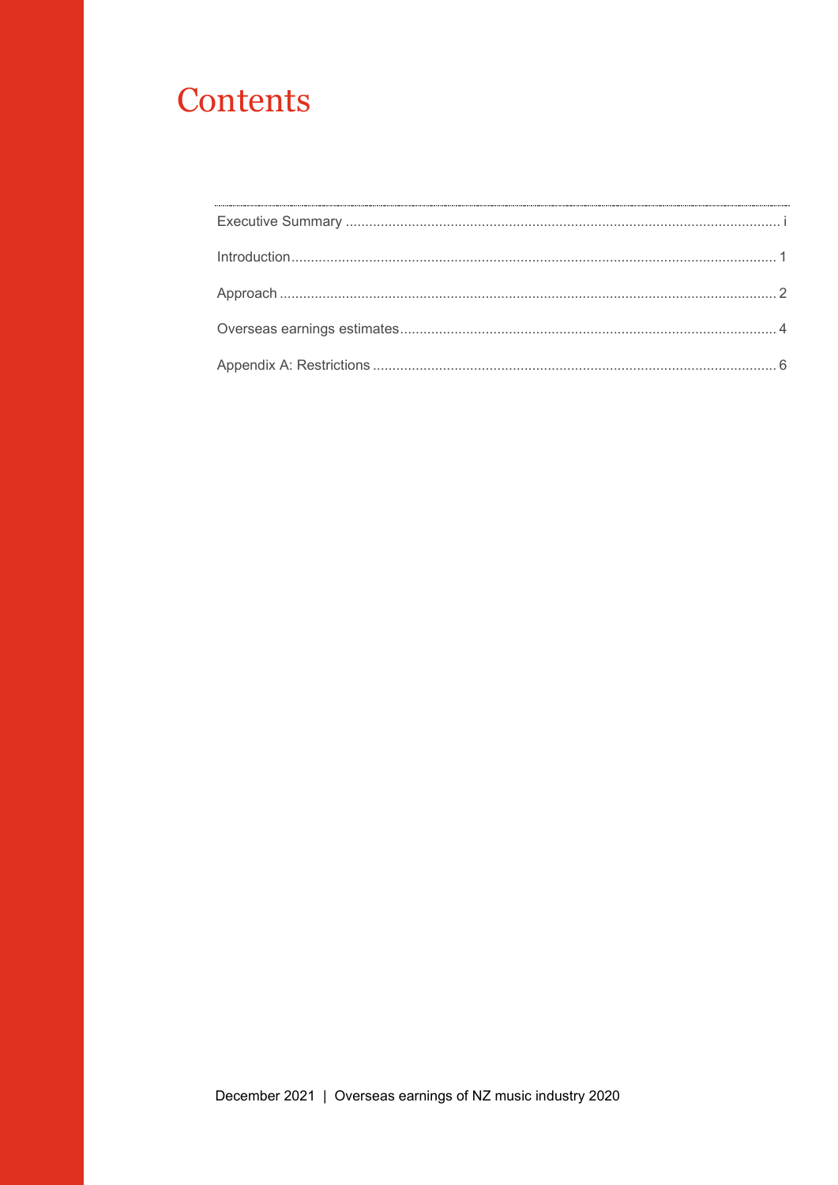# Contents

| | |
|---|---|
| Executive Summary | i |
| Introduction | 1 |
| Approach | 2 |
| Overseas earnings estimates | 4 |
| Appendix A: Restrictions | 6 |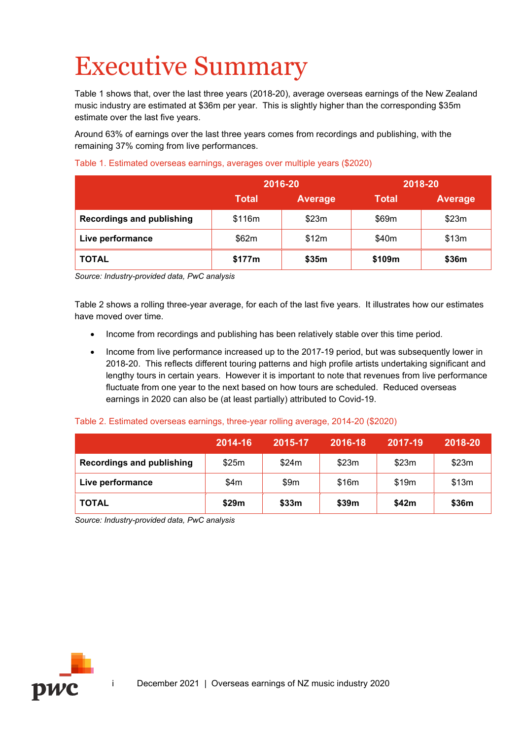# Executive Summary

Table 1 shows that, over the last three years (2018-20), average overseas earnings of the New Zealand music industry are estimated at $36m per year. This is slightly higher than the corresponding $35m estimate over the last five years.

Around 63% of earnings over the last three years comes from recordings and publishing, with the remaining 37% coming from live performances.

Table 1. Estimated overseas earnings, averages over multiple years ($2020)

| | 2016-20 | | 2018-20 | |
|---|---|---|---|---|
| | Total | Average | Total | Average |
| **Recordings and publishing** | $116m | $23m | $69m | $23m |
| **Live performance** | $62m | $12m | $40m | $13m |
| **TOTAL** | **$177m** | **$35m** | **$109m** | **$36m** |

*Source: Industry-provided data, PwC analysis*

Table 2 shows a rolling three-year average, for each of the last five years. It illustrates how our estimates have moved over time.

- Income from recordings and publishing has been relatively stable over this time period.
- Income from live performance increased up to the 2017-19 period, but was subsequently lower in 2018-20. This reflects different touring patterns and high profile artists undertaking significant and lengthy tours in certain years. However it is important to note that revenues from live performance fluctuate from one year to the next based on how tours are scheduled. Reduced overseas earnings in 2020 can also be (at least partially) attributed to Covid-19.

Table 2. Estimated overseas earnings, three-year rolling average, 2014-20 ($2020)

| | 2014-16 | 2015-17 | 2016-18 | 2017-19 | 2018-20 |
|---|---|---|---|---|---|
| **Recordings and publishing** | $25m | $24m | $23m | $23m | $23m |
| **Live performance** | $4m | $9m | $16m | $19m | $13m |
| **TOTAL** | **$29m** | **$33m** | **$39m** | **$42m** | **$36m** |

*Source: Industry-provided data, PwC analysis*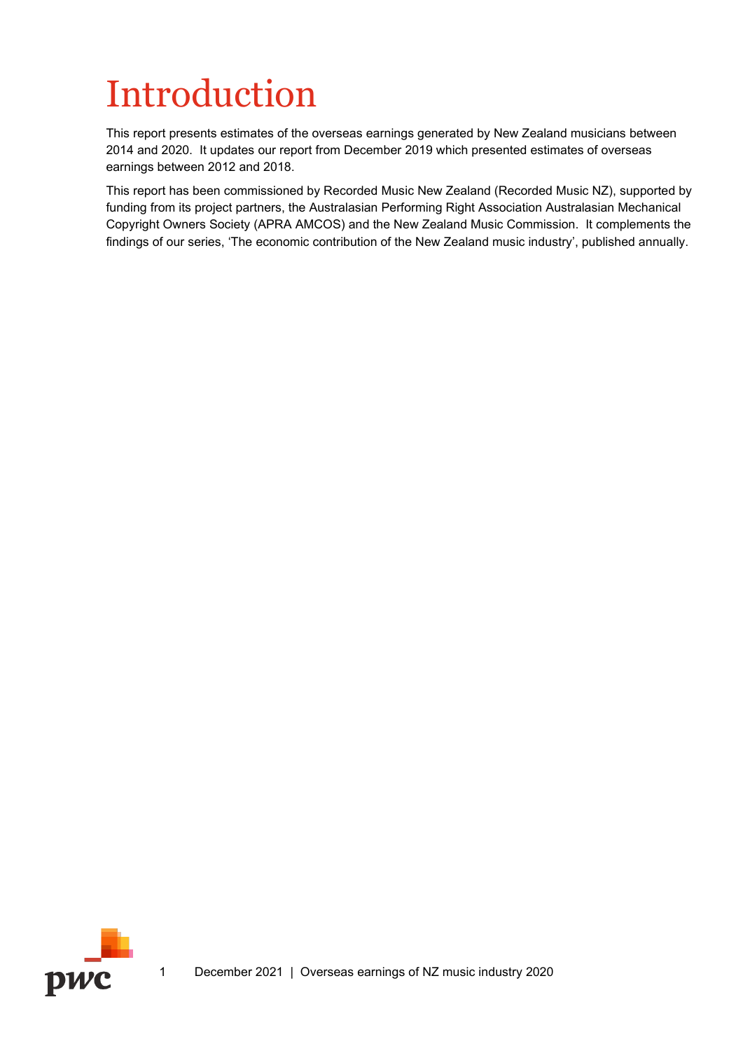# Introduction

This report presents estimates of the overseas earnings generated by New Zealand musicians between 2014 and 2020. It updates our report from December 2019 which presented estimates of overseas earnings between 2012 and 2018.

This report has been commissioned by Recorded Music New Zealand (Recorded Music NZ), supported by funding from its project partners, the Australasian Performing Right Association Australasian Mechanical Copyright Owners Society (APRA AMCOS) and the New Zealand Music Commission. It complements the findings of our series, 'The economic contribution of the New Zealand music industry', published annually.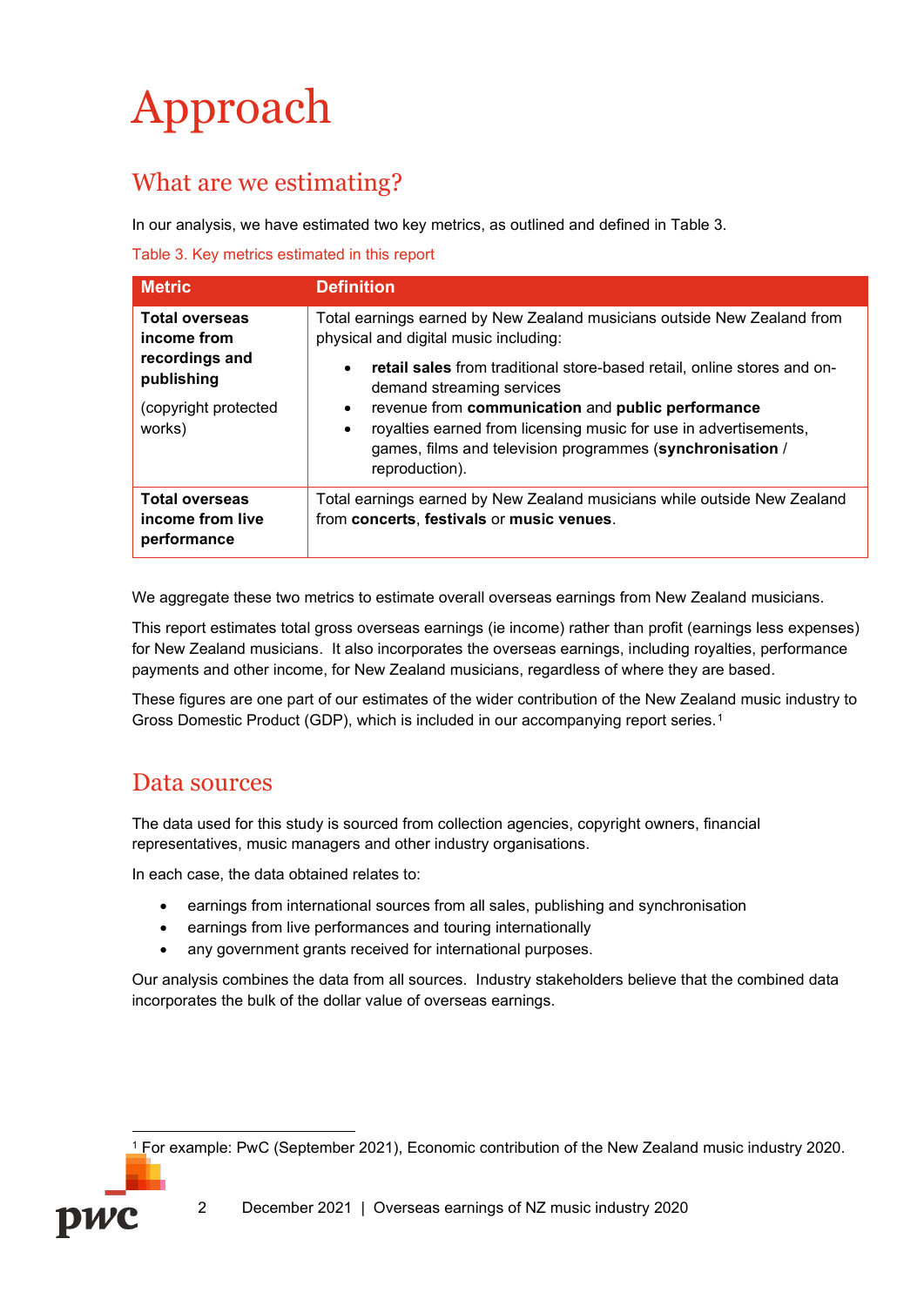# Approach

## What are we estimating?

In our analysis, we have estimated two key metrics, as outlined and defined in Table 3.

Table 3. Key metrics estimated in this report

| Metric | Definition |
| --- | --- |
| **Total overseas income from recordings and publishing** (copyright protected works) | Total earnings earned by New Zealand musicians outside New Zealand from physical and digital music including: • **retail sales** from traditional store-based retail, online stores and on-demand streaming services • revenue from **communication** and **public performance** • royalties earned from licensing music for use in advertisements, games, films and television programmes (**synchronisation** / reproduction). |
| **Total overseas income from live performance** | Total earnings earned by New Zealand musicians while outside New Zealand from **concerts**, **festivals** or **music venues**. |

We aggregate these two metrics to estimate overall overseas earnings from New Zealand musicians.

This report estimates total gross overseas earnings (ie income) rather than profit (earnings less expenses) for New Zealand musicians. It also incorporates the overseas earnings, including royalties, performance payments and other income, for New Zealand musicians, regardless of where they are based.

These figures are one part of our estimates of the wider contribution of the New Zealand music industry to Gross Domestic Product (GDP), which is included in our accompanying report series.[1]

## Data sources

The data used for this study is sourced from collection agencies, copyright owners, financial representatives, music managers and other industry organisations.

In each case, the data obtained relates to:

- earnings from international sources from all sales, publishing and synchronisation
- earnings from live performances and touring internationally
- any government grants received for international purposes.

Our analysis combines the data from all sources. Industry stakeholders believe that the combined data incorporates the bulk of the dollar value of overseas earnings.

[1] For example: PwC (September 2021), Economic contribution of the New Zealand music industry 2020.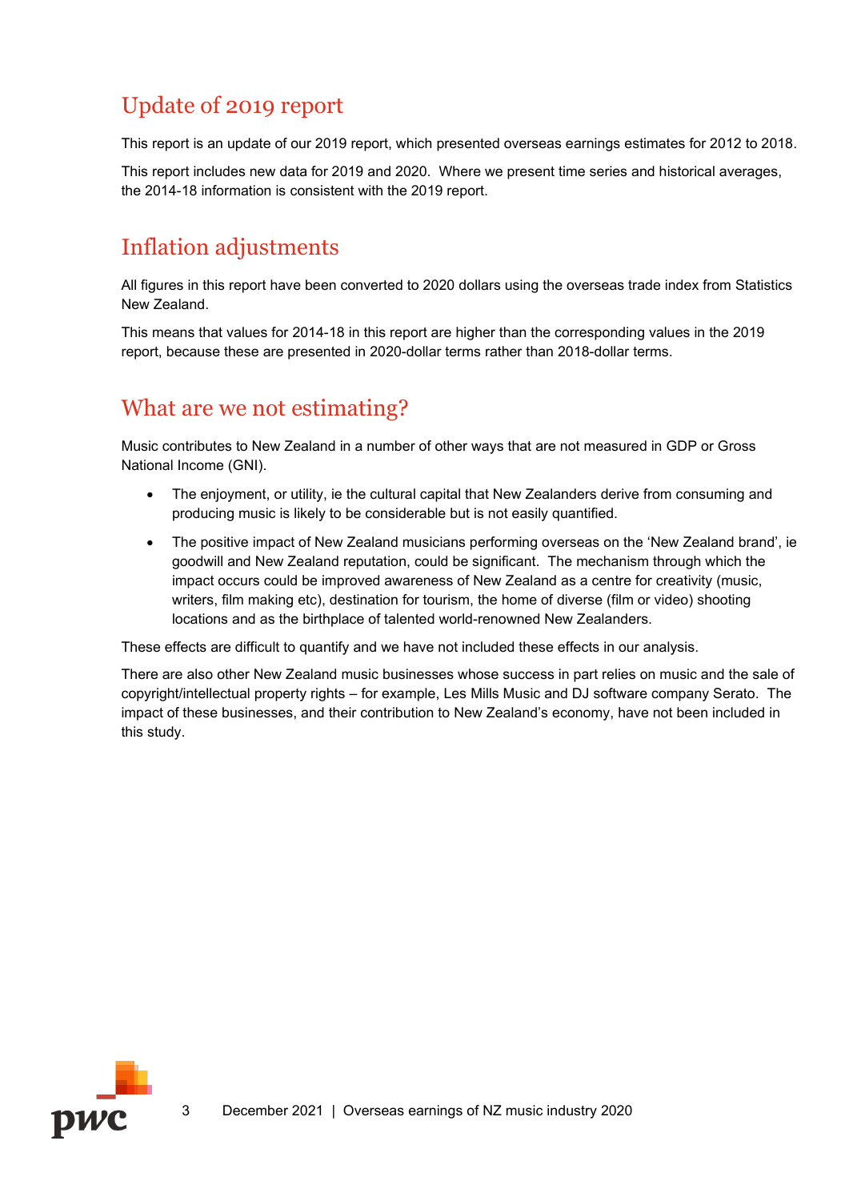## Update of 2019 report

This report is an update of our 2019 report, which presented overseas earnings estimates for 2012 to 2018.

This report includes new data for 2019 and 2020. Where we present time series and historical averages, the 2014-18 information is consistent with the 2019 report.

## Inflation adjustments

All figures in this report have been converted to 2020 dollars using the overseas trade index from Statistics New Zealand.

This means that values for 2014-18 in this report are higher than the corresponding values in the 2019 report, because these are presented in 2020-dollar terms rather than 2018-dollar terms.

## What are we not estimating?

Music contributes to New Zealand in a number of other ways that are not measured in GDP or Gross National Income (GNI).

- The enjoyment, or utility, ie the cultural capital that New Zealanders derive from consuming and producing music is likely to be considerable but is not easily quantified.
- The positive impact of New Zealand musicians performing overseas on the 'New Zealand brand', ie goodwill and New Zealand reputation, could be significant. The mechanism through which the impact occurs could be improved awareness of New Zealand as a centre for creativity (music, writers, film making etc), destination for tourism, the home of diverse (film or video) shooting locations and as the birthplace of talented world-renowned New Zealanders.

These effects are difficult to quantify and we have not included these effects in our analysis.

There are also other New Zealand music businesses whose success in part relies on music and the sale of copyright/intellectual property rights – for example, Les Mills Music and DJ software company Serato. The impact of these businesses, and their contribution to New Zealand's economy, have not been included in this study.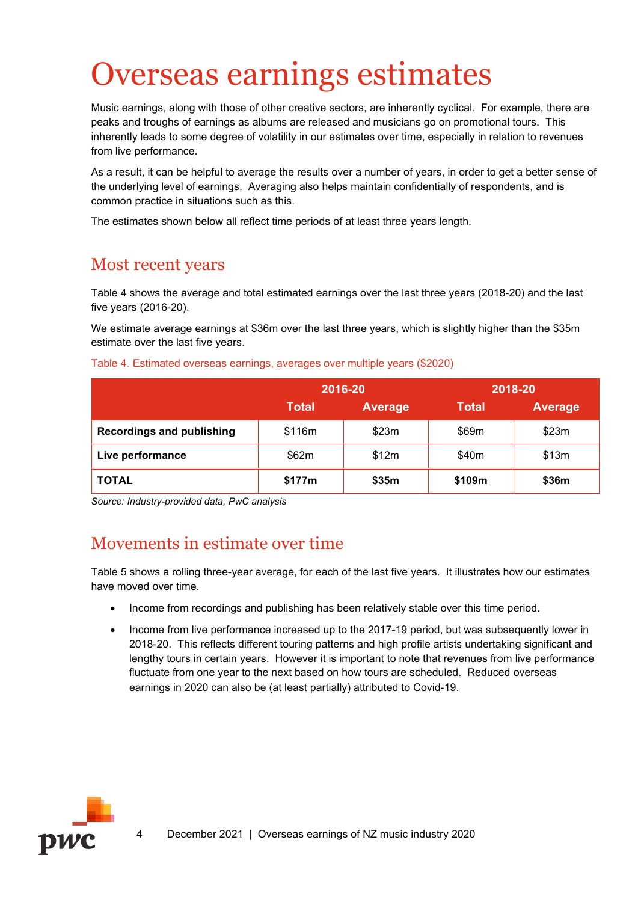# Overseas earnings estimates

Music earnings, along with those of other creative sectors, are inherently cyclical. For example, there are peaks and troughs of earnings as albums are released and musicians go on promotional tours. This inherently leads to some degree of volatility in our estimates over time, especially in relation to revenues from live performance.

As a result, it can be helpful to average the results over a number of years, in order to get a better sense of the underlying level of earnings. Averaging also helps maintain confidentially of respondents, and is common practice in situations such as this.

The estimates shown below all reflect time periods of at least three years length.

## Most recent years

Table 4 shows the average and total estimated earnings over the last three years (2018-20) and the last five years (2016-20).

We estimate average earnings at $36m over the last three years, which is slightly higher than the $35m estimate over the last five years.

Table 4. Estimated overseas earnings, averages over multiple years ($2020)

| | 2016-20 | | 2018-20 | |
|---|---|---|---|---|
| | Total | Average | Total | Average |
| **Recordings and publishing** | $116m | $23m | $69m | $23m |
| **Live performance** | $62m | $12m | $40m | $13m |
| **TOTAL** | **$177m** | **$35m** | **$109m** | **$36m** |

*Source: Industry-provided data, PwC analysis*

## Movements in estimate over time

Table 5 shows a rolling three-year average, for each of the last five years. It illustrates how our estimates have moved over time.

- Income from recordings and publishing has been relatively stable over this time period.
- Income from live performance increased up to the 2017-19 period, but was subsequently lower in 2018-20. This reflects different touring patterns and high profile artists undertaking significant and lengthy tours in certain years. However it is important to note that revenues from live performance fluctuate from one year to the next based on how tours are scheduled. Reduced overseas earnings in 2020 can also be (at least partially) attributed to Covid-19.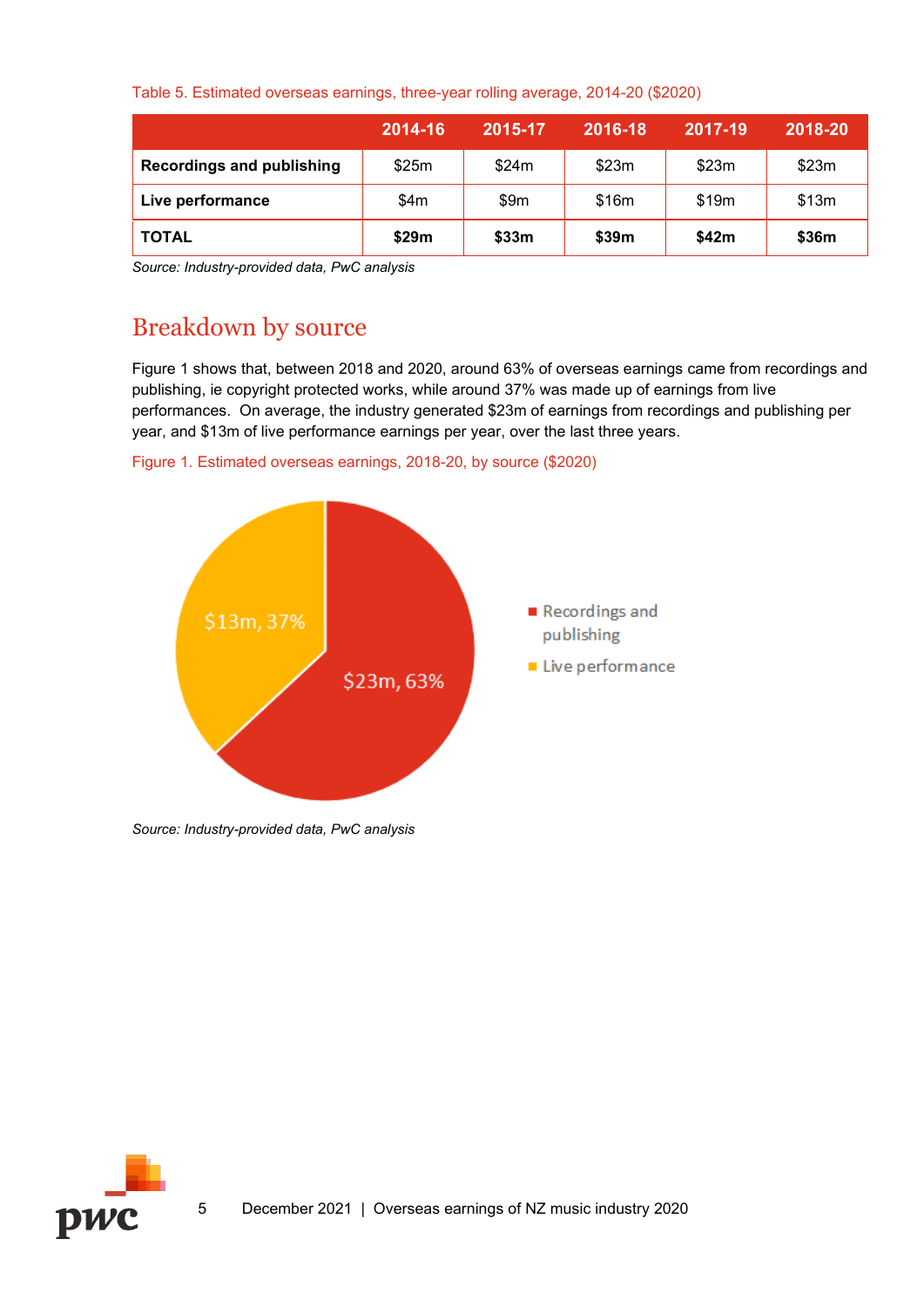Table 5. Estimated overseas earnings, three-year rolling average, 2014-20 ($2020)

| | 2014-16 | 2015-17 | 2016-18 | 2017-19 | 2018-20 |
|---|---|---|---|---|---|
| **Recordings and publishing** | $25m | $24m | $23m | $23m | $23m |
| **Live performance** | $4m | $9m | $16m | $19m | $13m |
| **TOTAL** | **$29m** | **$33m** | **$39m** | **$42m** | **$36m** |

*Source: Industry-provided data, PwC analysis*

## Breakdown by source

Figure 1 shows that, between 2018 and 2020, around 63% of overseas earnings came from recordings and publishing, ie copyright protected works, while around 37% was made up of earnings from live performances. On average, the industry generated $23m of earnings from recordings and publishing per year, and $13m of live performance earnings per year, over the last three years.

Figure 1. Estimated overseas earnings, 2018-20, by source ($2020)

- Recordings and publishing: $23m, 63%
- Live performance: $13m, 37%

*Source: Industry-provided data, PwC analysis*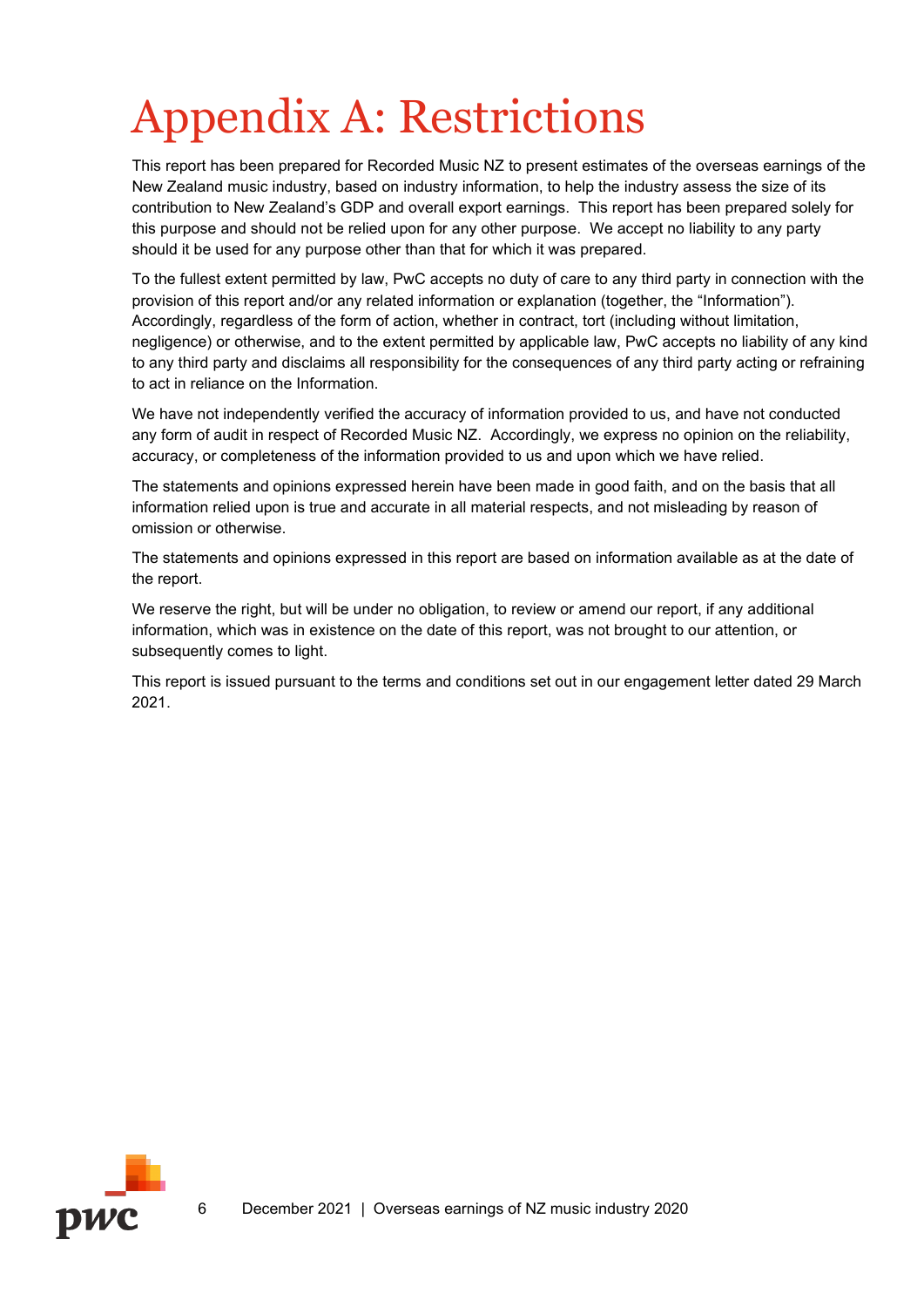# Appendix A: Restrictions

This report has been prepared for Recorded Music NZ to present estimates of the overseas earnings of the New Zealand music industry, based on industry information, to help the industry assess the size of its contribution to New Zealand's GDP and overall export earnings. This report has been prepared solely for this purpose and should not be relied upon for any other purpose. We accept no liability to any party should it be used for any purpose other than that for which it was prepared.

To the fullest extent permitted by law, PwC accepts no duty of care to any third party in connection with the provision of this report and/or any related information or explanation (together, the "Information"). Accordingly, regardless of the form of action, whether in contract, tort (including without limitation, negligence) or otherwise, and to the extent permitted by applicable law, PwC accepts no liability of any kind to any third party and disclaims all responsibility for the consequences of any third party acting or refraining to act in reliance on the Information.

We have not independently verified the accuracy of information provided to us, and have not conducted any form of audit in respect of Recorded Music NZ. Accordingly, we express no opinion on the reliability, accuracy, or completeness of the information provided to us and upon which we have relied.

The statements and opinions expressed herein have been made in good faith, and on the basis that all information relied upon is true and accurate in all material respects, and not misleading by reason of omission or otherwise.

The statements and opinions expressed in this report are based on information available as at the date of the report.

We reserve the right, but will be under no obligation, to review or amend our report, if any additional information, which was in existence on the date of this report, was not brought to our attention, or subsequently comes to light.

This report is issued pursuant to the terms and conditions set out in our engagement letter dated 29 March 2021.